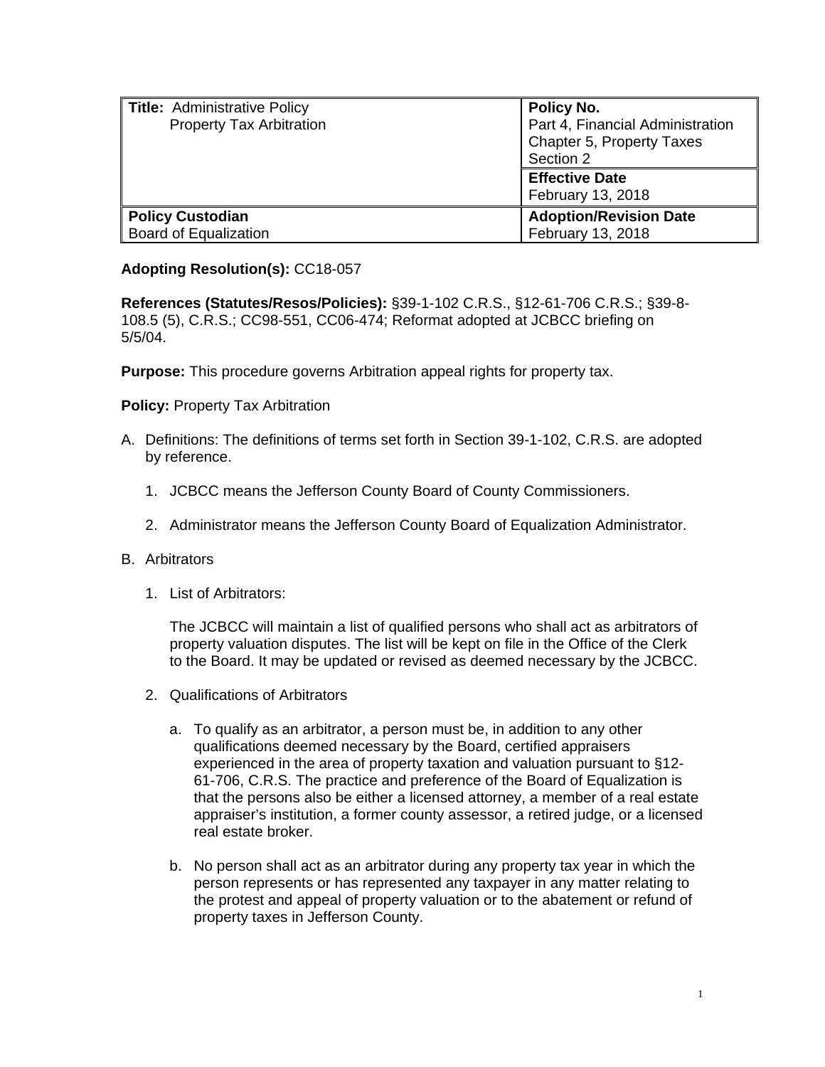| **Title:** Administrative Policy<br>Property Tax Arbitration | **Policy No.**<br>Part 4, Financial Administration<br>Chapter 5, Property Taxes<br>Section 2 |
| --- | --- |
| | **Effective Date**<br>February 13, 2018 |
| **Policy Custodian**<br>Board of Equalization | **Adoption/Revision Date**<br>February 13, 2018 |

**Adopting Resolution(s):** CC18-057

**References (Statutes/Resos/Policies):** §39-1-102 C.R.S., §12-61-706 C.R.S.; §39-8-108.5 (5), C.R.S.; CC98-551, CC06-474; Reformat adopted at JCBCC briefing on 5/5/04.

**Purpose:** This procedure governs Arbitration appeal rights for property tax.

**Policy:** Property Tax Arbitration

A. Definitions: The definitions of terms set forth in Section 39-1-102, C.R.S. are adopted by reference.

   1. JCBCC means the Jefferson County Board of County Commissioners.

   2. Administrator means the Jefferson County Board of Equalization Administrator.

B. Arbitrators

   1. List of Arbitrators:

      The JCBCC will maintain a list of qualified persons who shall act as arbitrators of property valuation disputes. The list will be kept on file in the Office of the Clerk to the Board. It may be updated or revised as deemed necessary by the JCBCC.

   2. Qualifications of Arbitrators

      a. To qualify as an arbitrator, a person must be, in addition to any other qualifications deemed necessary by the Board, certified appraisers experienced in the area of property taxation and valuation pursuant to §12-61-706, C.R.S. The practice and preference of the Board of Equalization is that the persons also be either a licensed attorney, a member of a real estate appraiser's institution, a former county assessor, a retired judge, or a licensed real estate broker.

      b. No person shall act as an arbitrator during any property tax year in which the person represents or has represented any taxpayer in any matter relating to the protest and appeal of property valuation or to the abatement or refund of property taxes in Jefferson County.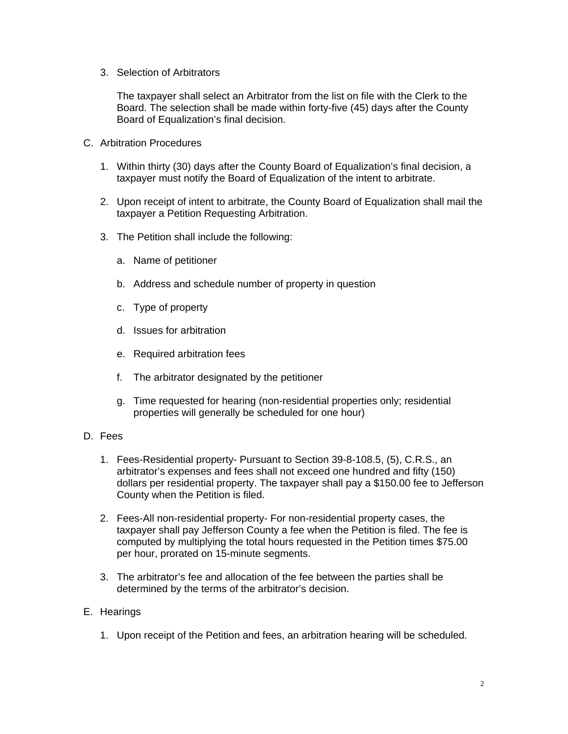3. Selection of Arbitrators

   The taxpayer shall select an Arbitrator from the list on file with the Clerk to the Board. The selection shall be made within forty-five (45) days after the County Board of Equalization's final decision.

C. Arbitration Procedures

   1. Within thirty (30) days after the County Board of Equalization's final decision, a taxpayer must notify the Board of Equalization of the intent to arbitrate.

   2. Upon receipt of intent to arbitrate, the County Board of Equalization shall mail the taxpayer a Petition Requesting Arbitration.

   3. The Petition shall include the following:

      a. Name of petitioner

      b. Address and schedule number of property in question

      c. Type of property

      d. Issues for arbitration

      e. Required arbitration fees

      f. The arbitrator designated by the petitioner

      g. Time requested for hearing (non-residential properties only; residential properties will generally be scheduled for one hour)

D. Fees

   1. Fees-Residential property- Pursuant to Section 39-8-108.5, (5), C.R.S., an arbitrator's expenses and fees shall not exceed one hundred and fifty (150) dollars per residential property. The taxpayer shall pay a $150.00 fee to Jefferson County when the Petition is filed.

   2. Fees-All non-residential property- For non-residential property cases, the taxpayer shall pay Jefferson County a fee when the Petition is filed. The fee is computed by multiplying the total hours requested in the Petition times $75.00 per hour, prorated on 15-minute segments.

   3. The arbitrator's fee and allocation of the fee between the parties shall be determined by the terms of the arbitrator's decision.

E. Hearings

   1. Upon receipt of the Petition and fees, an arbitration hearing will be scheduled.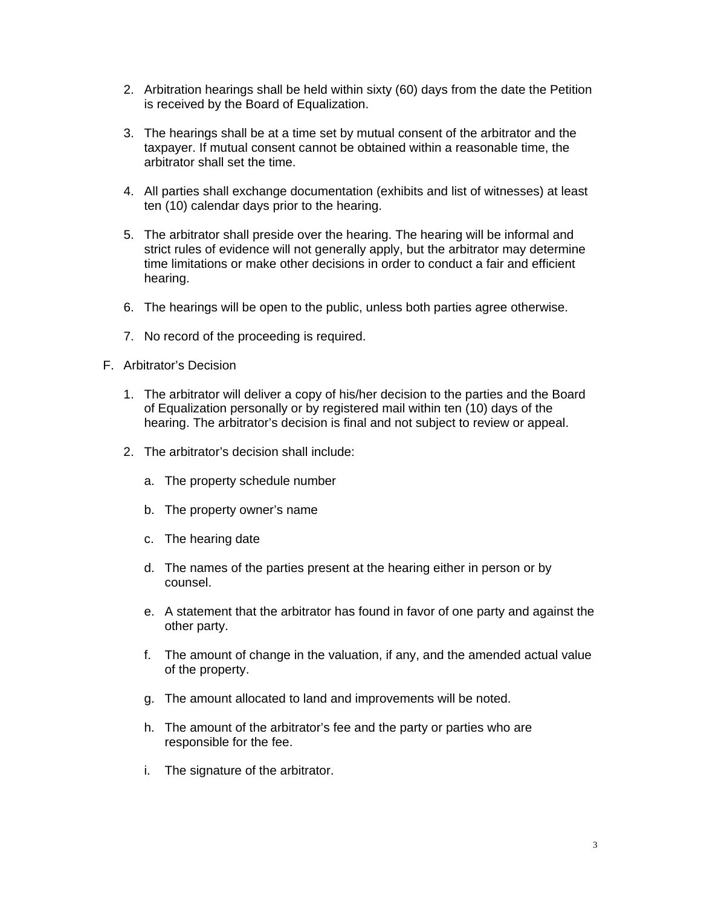2. Arbitration hearings shall be held within sixty (60) days from the date the Petition is received by the Board of Equalization.

3. The hearings shall be at a time set by mutual consent of the arbitrator and the taxpayer. If mutual consent cannot be obtained within a reasonable time, the arbitrator shall set the time.

4. All parties shall exchange documentation (exhibits and list of witnesses) at least ten (10) calendar days prior to the hearing.

5. The arbitrator shall preside over the hearing. The hearing will be informal and strict rules of evidence will not generally apply, but the arbitrator may determine time limitations or make other decisions in order to conduct a fair and efficient hearing.

6. The hearings will be open to the public, unless both parties agree otherwise.

7. No record of the proceeding is required.

F. Arbitrator's Decision

1. The arbitrator will deliver a copy of his/her decision to the parties and the Board of Equalization personally or by registered mail within ten (10) days of the hearing. The arbitrator's decision is final and not subject to review or appeal.

2. The arbitrator's decision shall include:

   a. The property schedule number

   b. The property owner's name

   c. The hearing date

   d. The names of the parties present at the hearing either in person or by counsel.

   e. A statement that the arbitrator has found in favor of one party and against the other party.

   f. The amount of change in the valuation, if any, and the amended actual value of the property.

   g. The amount allocated to land and improvements will be noted.

   h. The amount of the arbitrator's fee and the party or parties who are responsible for the fee.

   i. The signature of the arbitrator.